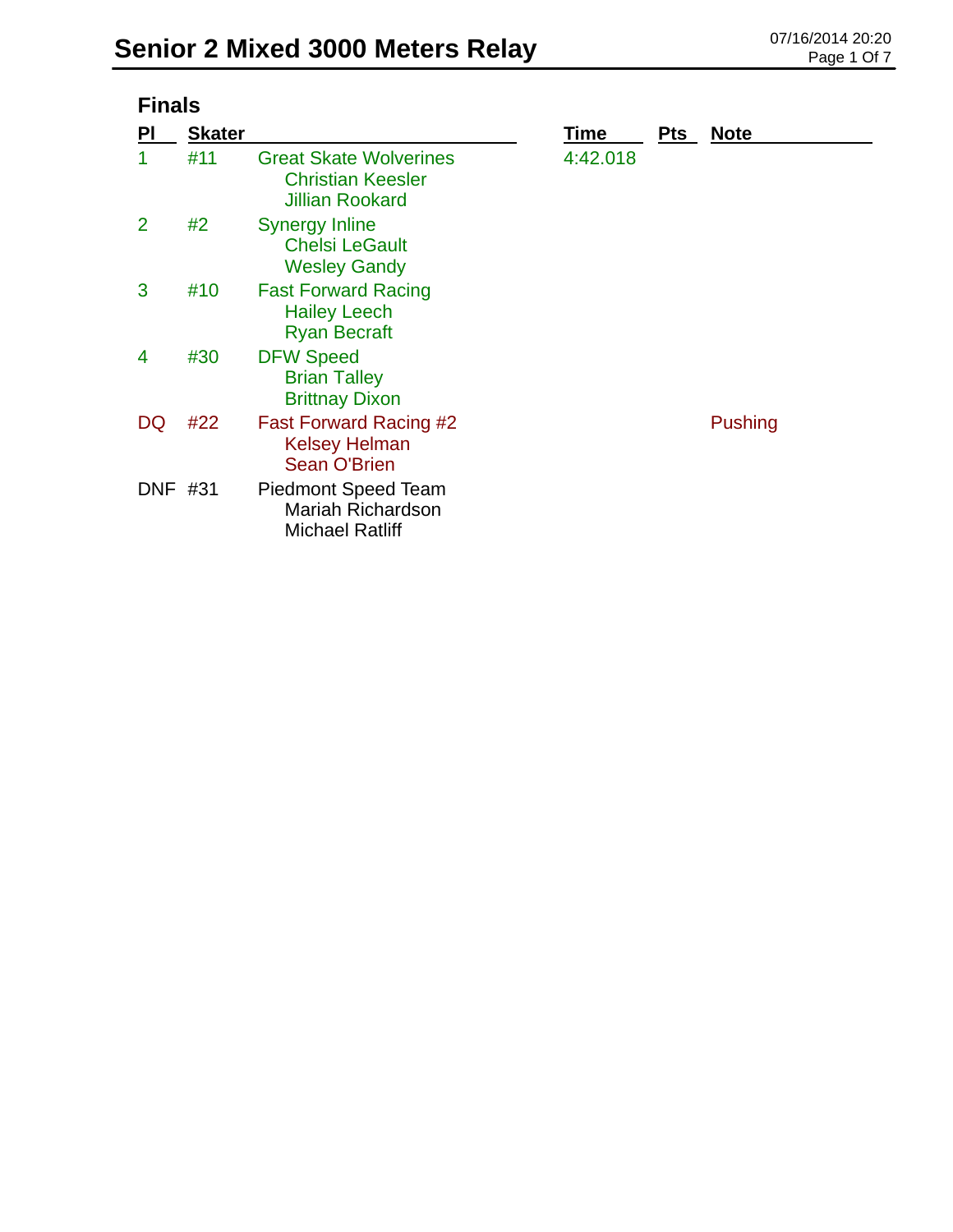# Senior 2 Mixed 3000 Meters Relay

07/16/2014 20:20

## Finals

| Pl | Skater | | Time | Pts | Note |
|---|---|---|---|---|---|
| 1 | #11 | Great Skate Wolverines<br>Christian Keesler<br>Jillian Rookard | 4:42.018 | | |
| 2 | #2 | Synergy Inline<br>Chelsi LeGault<br>Wesley Gandy | | | |
| 3 | #10 | Fast Forward Racing<br>Hailey Leech<br>Ryan Becraft | | | |
| 4 | #30 | DFW Speed<br>Brian Talley<br>Brittnay Dixon | | | |
| DQ | #22 | Fast Forward Racing #2<br>Kelsey Helman<br>Sean O'Brien | | | Pushing |
| DNF | #31 | Piedmont Speed Team<br>Mariah Richardson<br>Michael Ratliff | | | |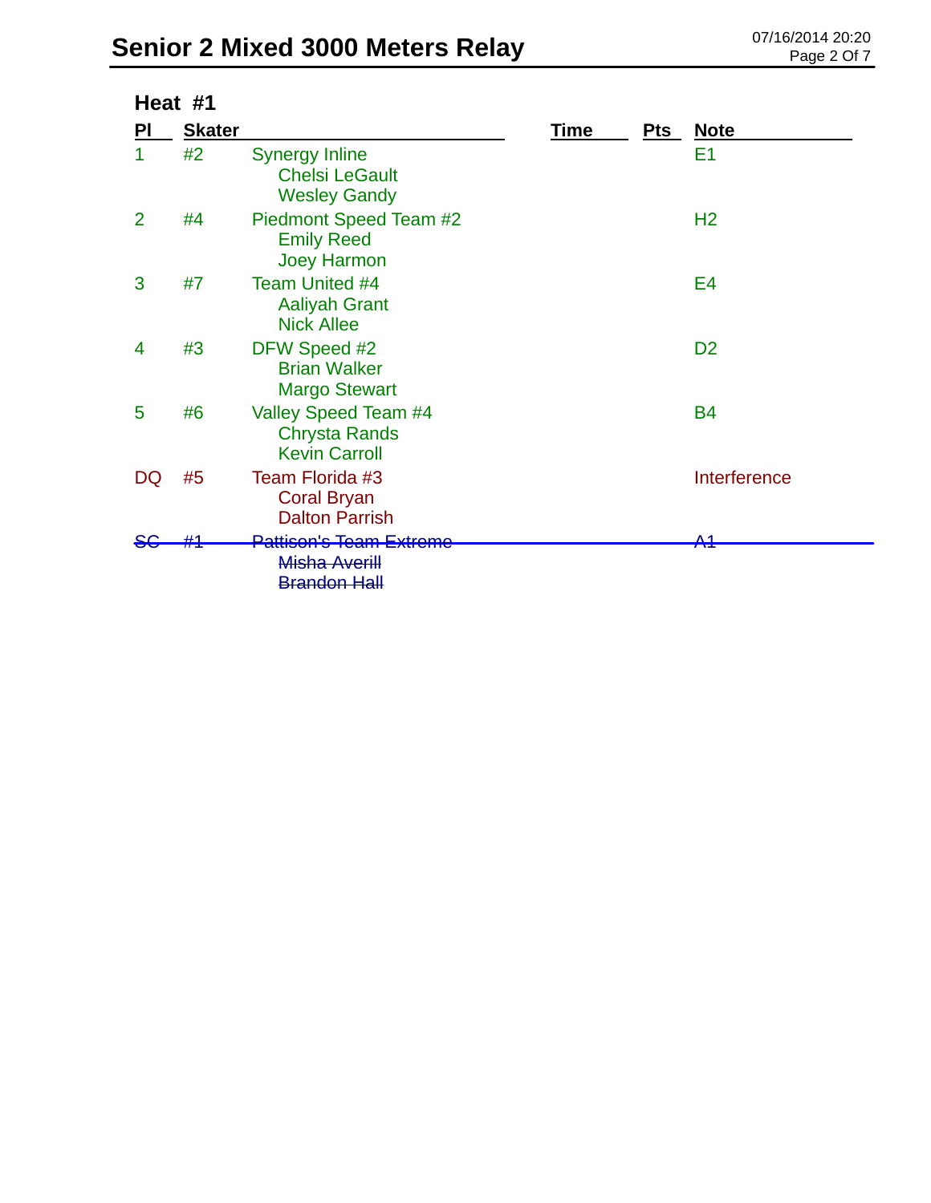# Senior 2 Mixed 3000 Meters Relay

07/16/2014 20:20

## Heat #1

| Pl | Skater | | Time | Pts | Note |
|---|---|---|---|---|---|
| 1 | #2 | Synergy Inline<br>Chelsi LeGault<br>Wesley Gandy | | | E1 |
| 2 | #4 | Piedmont Speed Team #2<br>Emily Reed<br>Joey Harmon | | | H2 |
| 3 | #7 | Team United #4<br>Aaliyah Grant<br>Nick Allee | | | E4 |
| 4 | #3 | DFW Speed #2<br>Brian Walker<br>Margo Stewart | | | D2 |
| 5 | #6 | Valley Speed Team #4<br>Chrysta Rands<br>Kevin Carroll | | | B4 |
| DQ | #5 | Team Florida #3<br>Coral Bryan<br>Dalton Parrish | | | Interference |
| ~~SC~~ | ~~#1~~ | ~~Pattison's Team Extreme~~<br>~~Misha Averill~~<br>~~Brandon Hall~~ | | | ~~A1~~ |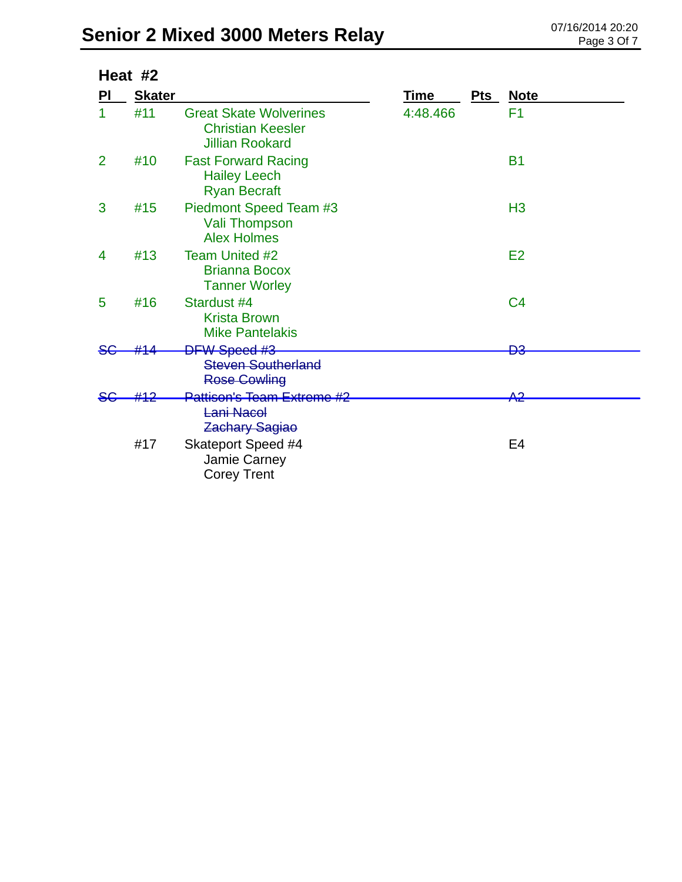# Senior 2 Mixed 3000 Meters Relay

07/16/2014 20:20

## Heat #2

| Pl | Skater | | Time | Pts | Note |
|---|---|---|---|---|---|
| 1 | #11 | Great Skate Wolverines<br>Christian Keesler<br>Jillian Rookard | 4:48.466 | | F1 |
| 2 | #10 | Fast Forward Racing<br>Hailey Leech<br>Ryan Becraft | | | B1 |
| 3 | #15 | Piedmont Speed Team #3<br>Vali Thompson<br>Alex Holmes | | | H3 |
| 4 | #13 | Team United #2<br>Brianna Bocox<br>Tanner Worley | | | E2 |
| 5 | #16 | Stardust #4<br>Krista Brown<br>Mike Pantelakis | | | C4 |
| ~~SC~~ | ~~#14~~ | ~~DFW Speed #3~~<br>~~Steven Southerland~~<br>~~Rose Cowling~~ | | | ~~D3~~ |
| ~~SC~~ | ~~#12~~ | ~~Pattison's Team Extreme #2~~<br>~~Lani Nacol~~<br>~~Zachary Sagiao~~ | | | ~~A2~~ |
| | #17 | Skateport Speed #4<br>Jamie Carney<br>Corey Trent | | | E4 |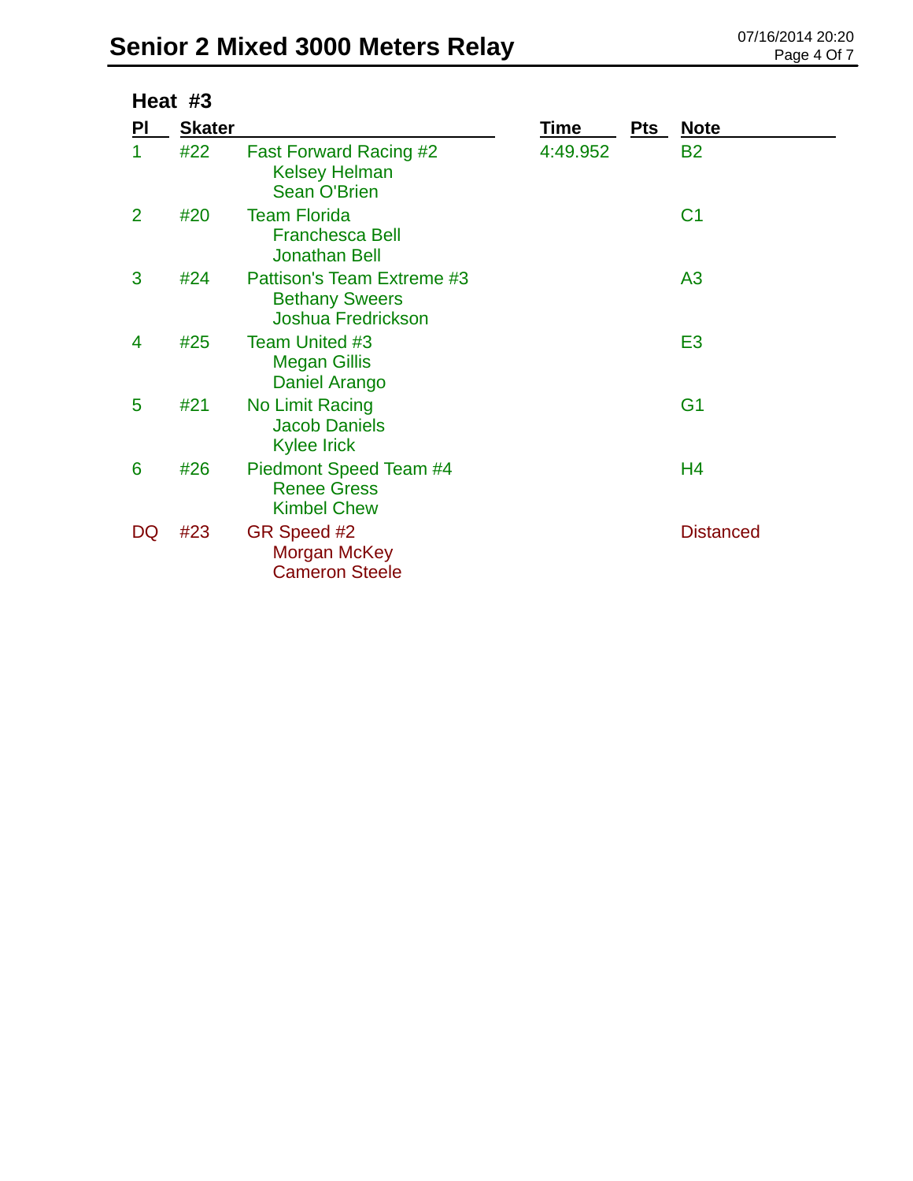# Senior 2 Mixed 3000 Meters Relay

## Heat #3

| Pl | Skater | | Time | Pts | Note |
|---|---|---|---|---|---|
| 1 | #22 | Fast Forward Racing #2<br>Kelsey Helman<br>Sean O'Brien | 4:49.952 | | B2 |
| 2 | #20 | Team Florida<br>Franchesca Bell<br>Jonathan Bell | | | C1 |
| 3 | #24 | Pattison's Team Extreme #3<br>Bethany Sweers<br>Joshua Fredrickson | | | A3 |
| 4 | #25 | Team United #3<br>Megan Gillis<br>Daniel Arango | | | E3 |
| 5 | #21 | No Limit Racing<br>Jacob Daniels<br>Kylee Irick | | | G1 |
| 6 | #26 | Piedmont Speed Team #4<br>Renee Gress<br>Kimbel Chew | | | H4 |
| DQ | #23 | GR Speed #2<br>Morgan McKey<br>Cameron Steele | | | Distanced |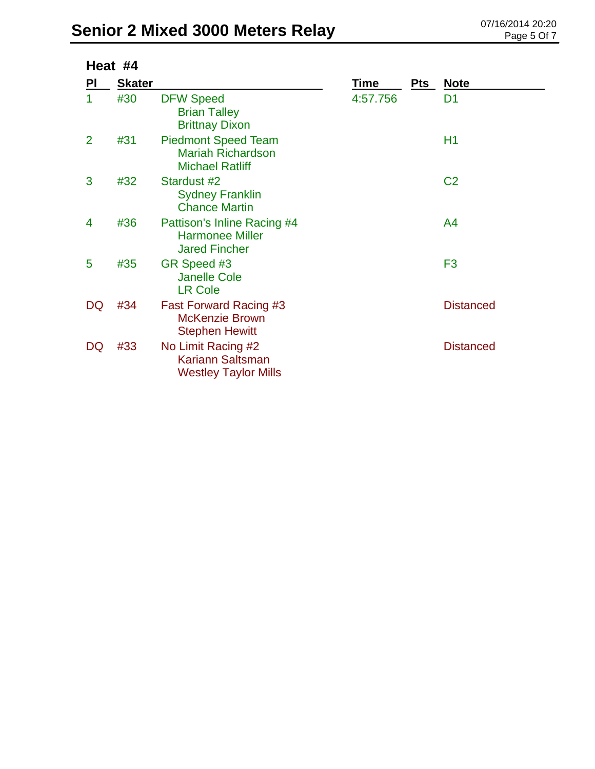# Senior 2 Mixed 3000 Meters Relay

## Heat #4

| Pl | Skater | | Time | Pts | Note |
|---|---|---|---|---|---|
| 1 | #30 | DFW Speed<br>Brian Talley<br>Brittnay Dixon | 4:57.756 | | D1 |
| 2 | #31 | Piedmont Speed Team<br>Mariah Richardson<br>Michael Ratliff | | | H1 |
| 3 | #32 | Stardust #2<br>Sydney Franklin<br>Chance Martin | | | C2 |
| 4 | #36 | Pattison's Inline Racing #4<br>Harmonee Miller<br>Jared Fincher | | | A4 |
| 5 | #35 | GR Speed #3<br>Janelle Cole<br>LR Cole | | | F3 |
| DQ | #34 | Fast Forward Racing #3<br>McKenzie Brown<br>Stephen Hewitt | | | Distanced |
| DQ | #33 | No Limit Racing #2<br>Kariann Saltsman<br>Westley Taylor Mills | | | Distanced |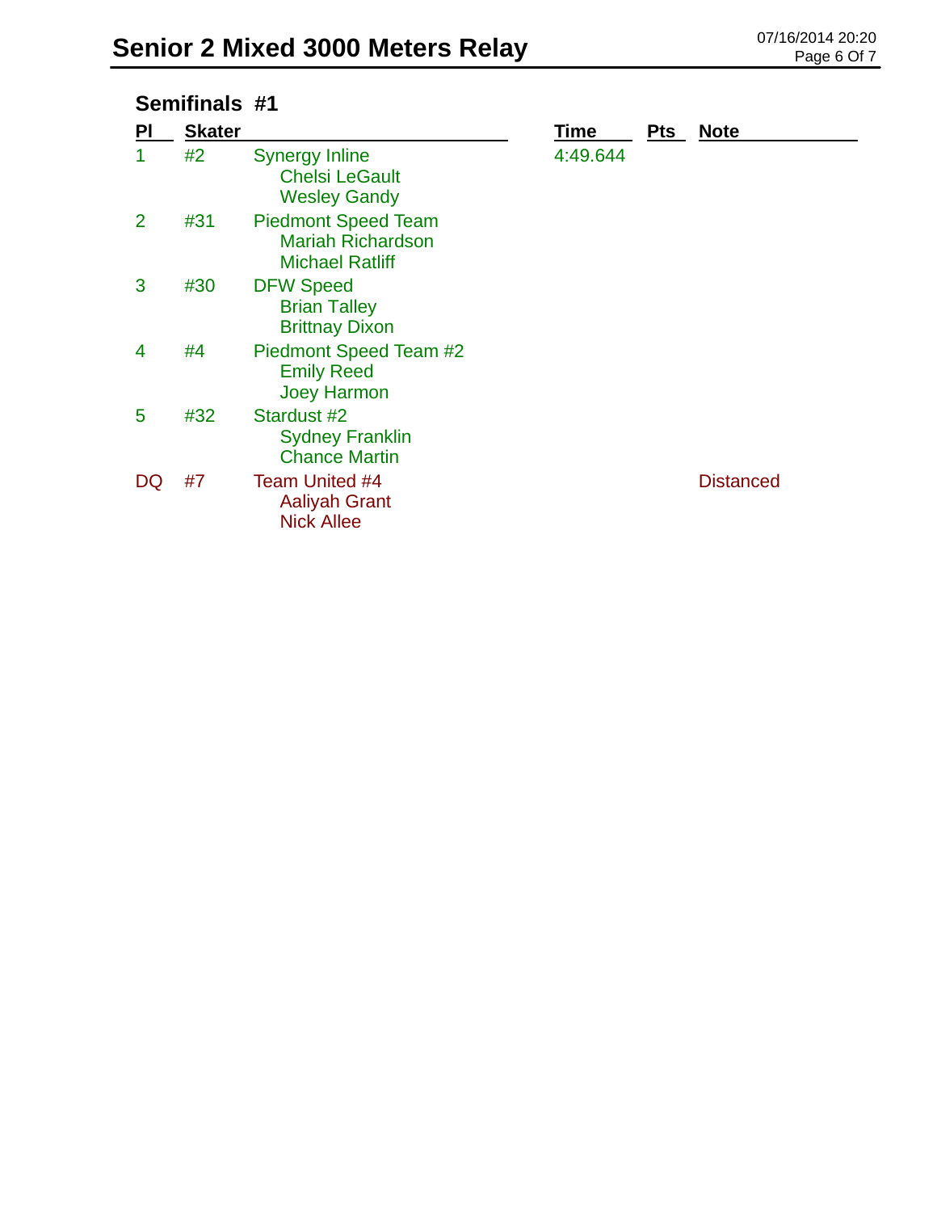# Senior 2 Mixed 3000 Meters Relay

## Semifinals #1

| Pl | Skater | | Time | Pts | Note |
|---|---|---|---|---|---|
| 1 | #2 | Synergy Inline<br>Chelsi LeGault<br>Wesley Gandy | 4:49.644 | | |
| 2 | #31 | Piedmont Speed Team<br>Mariah Richardson<br>Michael Ratliff | | | |
| 3 | #30 | DFW Speed<br>Brian Talley<br>Brittnay Dixon | | | |
| 4 | #4 | Piedmont Speed Team #2<br>Emily Reed<br>Joey Harmon | | | |
| 5 | #32 | Stardust #2<br>Sydney Franklin<br>Chance Martin | | | |
| DQ | #7 | Team United #4<br>Aaliyah Grant<br>Nick Allee | | | Distanced |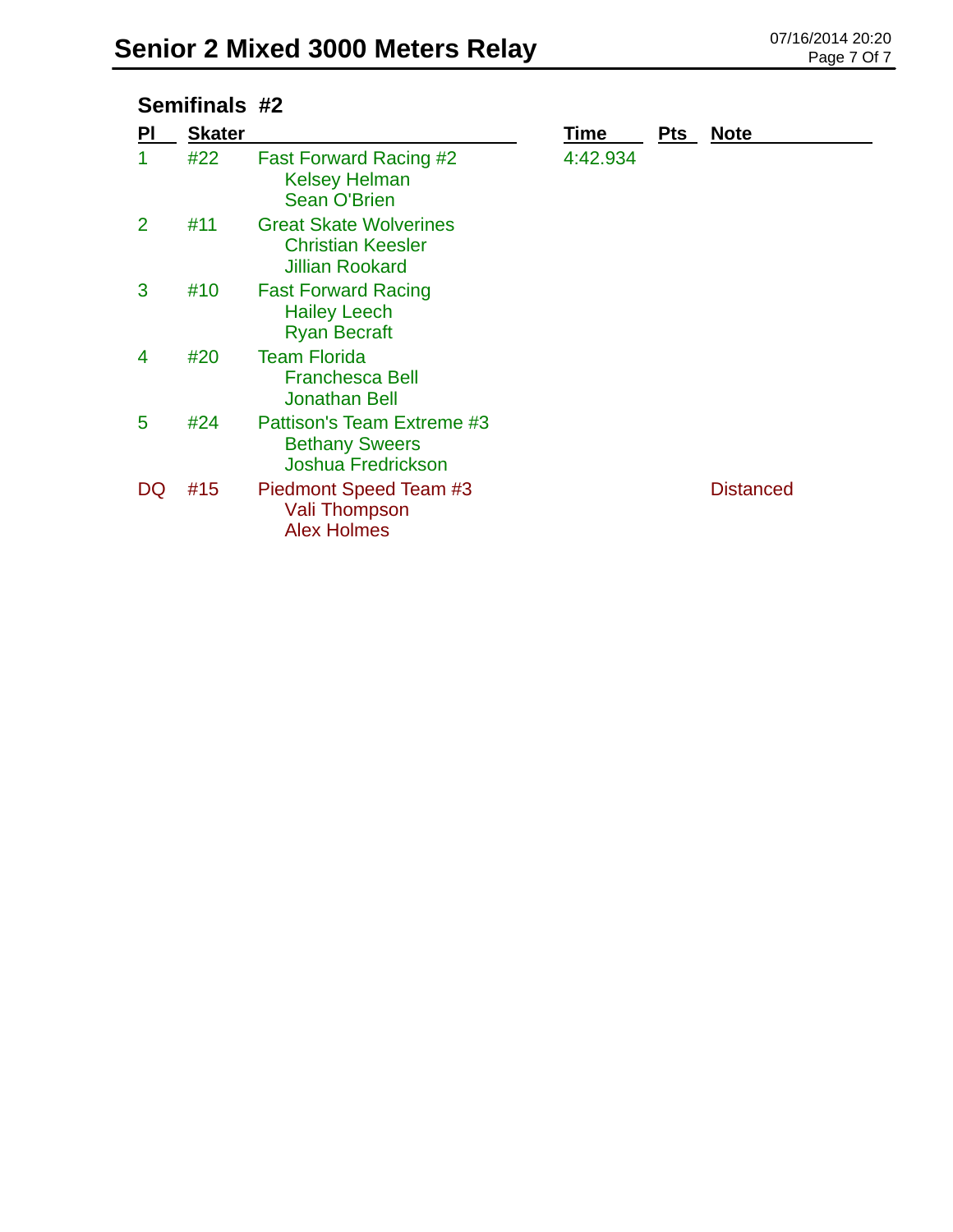# Senior 2 Mixed 3000 Meters Relay

07/16/2014 20:20

## Semifinals #2

| Pl | Skater | | Time | Pts | Note |
|---|---|---|---|---|---|
| 1 | #22 | Fast Forward Racing #2<br>Kelsey Helman<br>Sean O'Brien | 4:42.934 | | |
| 2 | #11 | Great Skate Wolverines<br>Christian Keesler<br>Jillian Rookard | | | |
| 3 | #10 | Fast Forward Racing<br>Hailey Leech<br>Ryan Becraft | | | |
| 4 | #20 | Team Florida<br>Franchesca Bell<br>Jonathan Bell | | | |
| 5 | #24 | Pattison's Team Extreme #3<br>Bethany Sweers<br>Joshua Fredrickson | | | |
| DQ | #15 | Piedmont Speed Team #3<br>Vali Thompson<br>Alex Holmes | | | Distanced |